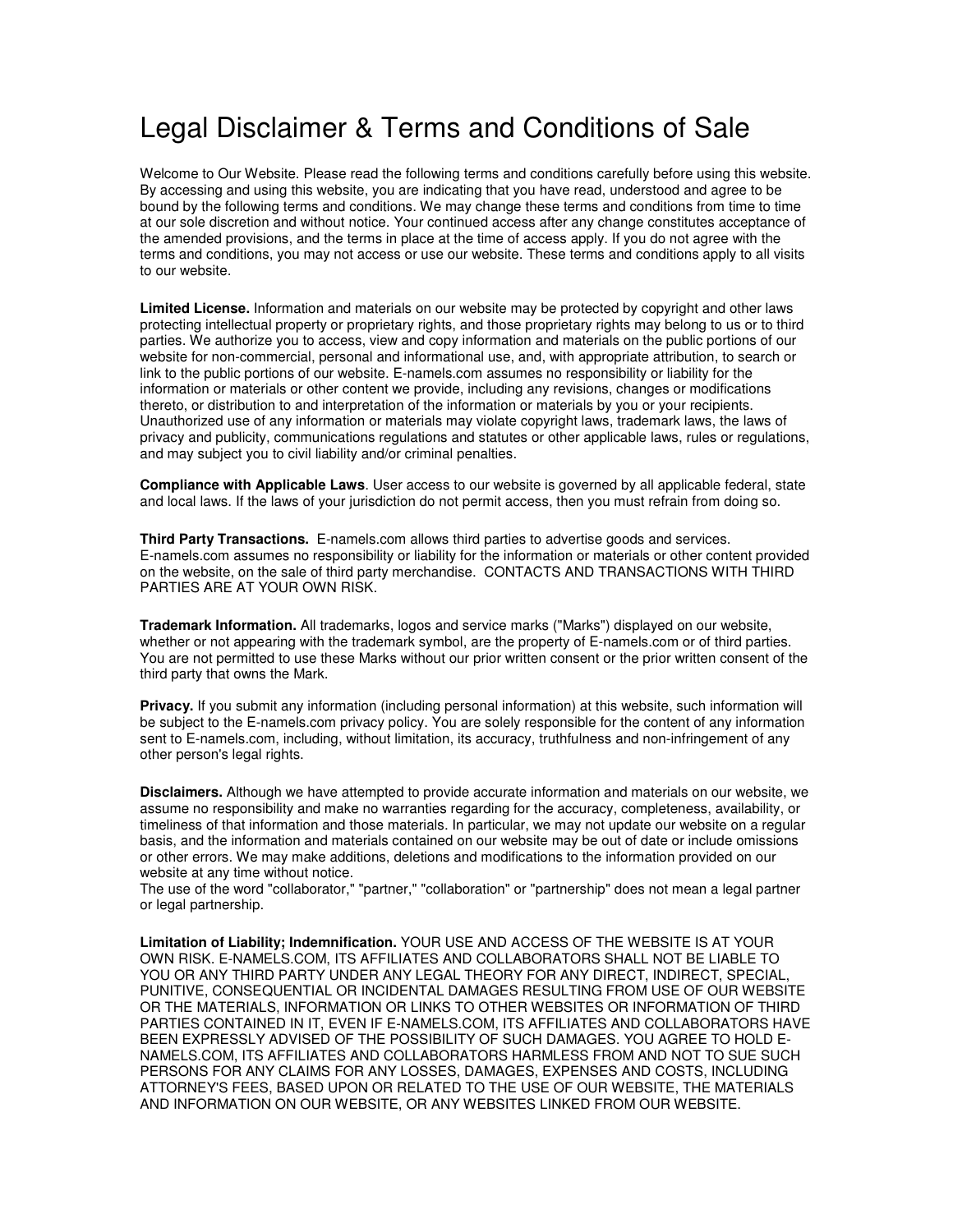# Legal Disclaimer & Terms and Conditions of Sale

Welcome to Our Website. Please read the following terms and conditions carefully before using this website. By accessing and using this website, you are indicating that you have read, understood and agree to be bound by the following terms and conditions. We may change these terms and conditions from time to time at our sole discretion and without notice. Your continued access after any change constitutes acceptance of the amended provisions, and the terms in place at the time of access apply. If you do not agree with the terms and conditions, you may not access or use our website. These terms and conditions apply to all visits to our website.

**Limited License.** Information and materials on our website may be protected by copyright and other laws protecting intellectual property or proprietary rights, and those proprietary rights may belong to us or to third parties. We authorize you to access, view and copy information and materials on the public portions of our website for non-commercial, personal and informational use, and, with appropriate attribution, to search or link to the public portions of our website. E-namels.com assumes no responsibility or liability for the information or materials or other content we provide, including any revisions, changes or modifications thereto, or distribution to and interpretation of the information or materials by you or your recipients. Unauthorized use of any information or materials may violate copyright laws, trademark laws, the laws of privacy and publicity, communications regulations and statutes or other applicable laws, rules or regulations, and may subject you to civil liability and/or criminal penalties.

**Compliance with Applicable Laws**. User access to our website is governed by all applicable federal, state and local laws. If the laws of your jurisdiction do not permit access, then you must refrain from doing so.

**Third Party Transactions.** E-namels.com allows third parties to advertise goods and services. E-namels.com assumes no responsibility or liability for the information or materials or other content provided on the website, on the sale of third party merchandise. CONTACTS AND TRANSACTIONS WITH THIRD PARTIES ARE AT YOUR OWN RISK.

**Trademark Information.** All trademarks, logos and service marks ("Marks") displayed on our website, whether or not appearing with the trademark symbol, are the property of E-namels.com or of third parties. You are not permitted to use these Marks without our prior written consent or the prior written consent of the third party that owns the Mark.

**Privacy.** If you submit any information (including personal information) at this website, such information will be subject to the E-namels.com privacy policy. You are solely responsible for the content of any information sent to E-namels.com, including, without limitation, its accuracy, truthfulness and non-infringement of any other person's legal rights.

**Disclaimers.** Although we have attempted to provide accurate information and materials on our website, we assume no responsibility and make no warranties regarding for the accuracy, completeness, availability, or timeliness of that information and those materials. In particular, we may not update our website on a regular basis, and the information and materials contained on our website may be out of date or include omissions or other errors. We may make additions, deletions and modifications to the information provided on our website at any time without notice.
The use of the word "collaborator," "partner," "collaboration" or "partnership" does not mean a legal partner or legal partnership.

**Limitation of Liability; Indemnification.** YOUR USE AND ACCESS OF THE WEBSITE IS AT YOUR OWN RISK. E-NAMELS.COM, ITS AFFILIATES AND COLLABORATORS SHALL NOT BE LIABLE TO YOU OR ANY THIRD PARTY UNDER ANY LEGAL THEORY FOR ANY DIRECT, INDIRECT, SPECIAL, PUNITIVE, CONSEQUENTIAL OR INCIDENTAL DAMAGES RESULTING FROM USE OF OUR WEBSITE OR THE MATERIALS, INFORMATION OR LINKS TO OTHER WEBSITES OR INFORMATION OF THIRD PARTIES CONTAINED IN IT, EVEN IF E-NAMELS.COM, ITS AFFILIATES AND COLLABORATORS HAVE BEEN EXPRESSLY ADVISED OF THE POSSIBILITY OF SUCH DAMAGES. YOU AGREE TO HOLD E-NAMELS.COM, ITS AFFILIATES AND COLLABORATORS HARMLESS FROM AND NOT TO SUE SUCH PERSONS FOR ANY CLAIMS FOR ANY LOSSES, DAMAGES, EXPENSES AND COSTS, INCLUDING ATTORNEY'S FEES, BASED UPON OR RELATED TO THE USE OF OUR WEBSITE, THE MATERIALS AND INFORMATION ON OUR WEBSITE, OR ANY WEBSITES LINKED FROM OUR WEBSITE.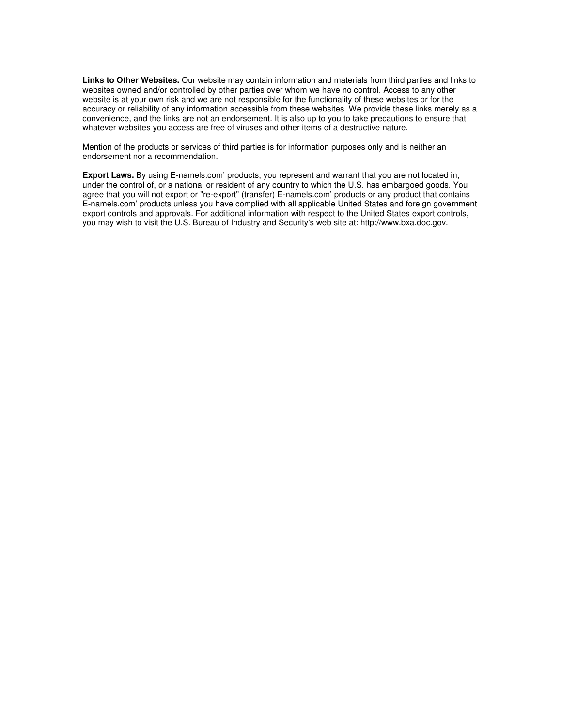**Links to Other Websites.** Our website may contain information and materials from third parties and links to websites owned and/or controlled by other parties over whom we have no control. Access to any other website is at your own risk and we are not responsible for the functionality of these websites or for the accuracy or reliability of any information accessible from these websites. We provide these links merely as a convenience, and the links are not an endorsement. It is also up to you to take precautions to ensure that whatever websites you access are free of viruses and other items of a destructive nature.

Mention of the products or services of third parties is for information purposes only and is neither an endorsement nor a recommendation.

**Export Laws.** By using E-namels.com' products, you represent and warrant that you are not located in, under the control of, or a national or resident of any country to which the U.S. has embargoed goods. You agree that you will not export or "re-export" (transfer) E-namels.com' products or any product that contains E-namels.com' products unless you have complied with all applicable United States and foreign government export controls and approvals. For additional information with respect to the United States export controls, you may wish to visit the U.S. Bureau of Industry and Security's web site at: http://www.bxa.doc.gov.